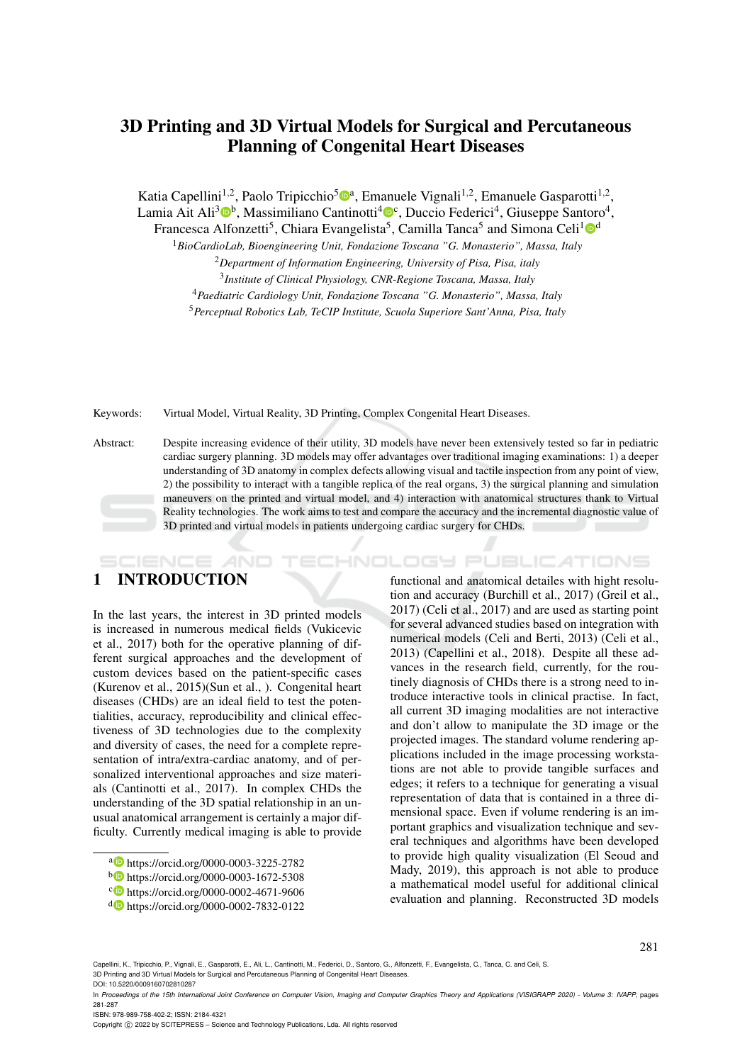# 3D Printing and 3D Virtual Models for Surgical and Percutaneous Planning of Congenital Heart Diseases

Katia Capellini[1,2], Paolo Tripicchio[5][a], Emanuele Vignali[1,2], Emanuele Gasparotti[1,2], Lamia Ait Ali[3][b], Massimiliano Cantinotti[4][c], Duccio Federici[4], Giuseppe Santoro[4], Francesca Alfonzetti[5], Chiara Evangelista[5], Camilla Tanca[5] and Simona Celi[1][d]

[1]*BioCardioLab, Bioengineering Unit, Fondazione Toscana "G. Monasterio", Massa, Italy*

[2]*Department of Information Engineering, University of Pisa, Pisa, italy*

[3]*Institute of Clinical Physiology, CNR-Regione Toscana, Massa, Italy*

[4]*Paediatric Cardiology Unit, Fondazione Toscana "G. Monasterio", Massa, Italy*

[5]*Perceptual Robotics Lab, TeCIP Institute, Scuola Superiore Sant'Anna, Pisa, Italy*

Keywords: Virtual Model, Virtual Reality, 3D Printing, Complex Congenital Heart Diseases.

Abstract: Despite increasing evidence of their utility, 3D models have never been extensively tested so far in pediatric cardiac surgery planning. 3D models may offer advantages over traditional imaging examinations: 1) a deeper understanding of 3D anatomy in complex defects allowing visual and tactile inspection from any point of view, 2) the possibility to interact with a tangible replica of the real organs, 3) the surgical planning and simulation maneuvers on the printed and virtual model, and 4) interaction with anatomical structures thank to Virtual Reality technologies. The work aims to test and compare the accuracy and the incremental diagnostic value of 3D printed and virtual models in patients undergoing cardiac surgery for CHDs.

## 1 INTRODUCTION

In the last years, the interest in 3D printed models is increased in numerous medical fields (Vukicevic et al., 2017) both for the operative planning of different surgical approaches and the development of custom devices based on the patient-specific cases (Kurenov et al., 2015)(Sun et al., ). Congenital heart diseases (CHDs) are an ideal field to test the potentialities, accuracy, reproducibility and clinical effectiveness of 3D technologies due to the complexity and diversity of cases, the need for a complete representation of intra/extra-cardiac anatomy, and of personalized interventional approaches and size materials (Cantinotti et al., 2017). In complex CHDs the understanding of the 3D spatial relationship in an unusual anatomical arrangement is certainly a major difficulty. Currently medical imaging is able to provide functional and anatomical detailes with hight resolution and accuracy (Burchill et al., 2017) (Greil et al., 2017) (Celi et al., 2017) and are used as starting point for several advanced studies based on integration with numerical models (Celi and Berti, 2013) (Celi et al., 2013) (Capellini et al., 2018). Despite all these advances in the research field, currently, for the routinely diagnosis of CHDs there is a strong need to introduce interactive tools in clinical practise. In fact, all current 3D imaging modalities are not interactive and don't allow to manipulate the 3D image or the projected images. The standard volume rendering applications included in the image processing workstations are not able to provide tangible surfaces and edges; it refers to a technique for generating a visual representation of data that is contained in a three dimensional space. Even if volume rendering is an important graphics and visualization technique and several techniques and algorithms have been developed to provide high quality visualization (El Seoud and Mady, 2019), this approach is not able to produce a mathematical model useful for additional clinical evaluation and planning. Reconstructed 3D models

[a] https://orcid.org/0000-0003-3225-2782

[b] https://orcid.org/0000-0003-1672-5308

[c] https://orcid.org/0000-0002-4671-9606

[d] https://orcid.org/0000-0002-7832-0122

Capellini, K., Tripicchio, P., Vignali, E., Gasparotti, E., Ali, L., Cantinotti, M., Federici, D., Santoro, G., Alfonzetti, F., Evangelista, C., Tanca, C. and Celi, S.
3D Printing and 3D Virtual Models for Surgical and Percutaneous Planning of Congenital Heart Diseases.
DOI: 10.5220/0009160702810287
In *Proceedings of the 15th International Joint Conference on Computer Vision, Imaging and Computer Graphics Theory and Applications (VISIGRAPP 2020) - Volume 3: IVAPP*, pages 281-287
ISBN: 978-989-758-402-2; ISSN: 2184-4321
Copyright © 2022 by SCITEPRESS – Science and Technology Publications, Lda. All rights reserved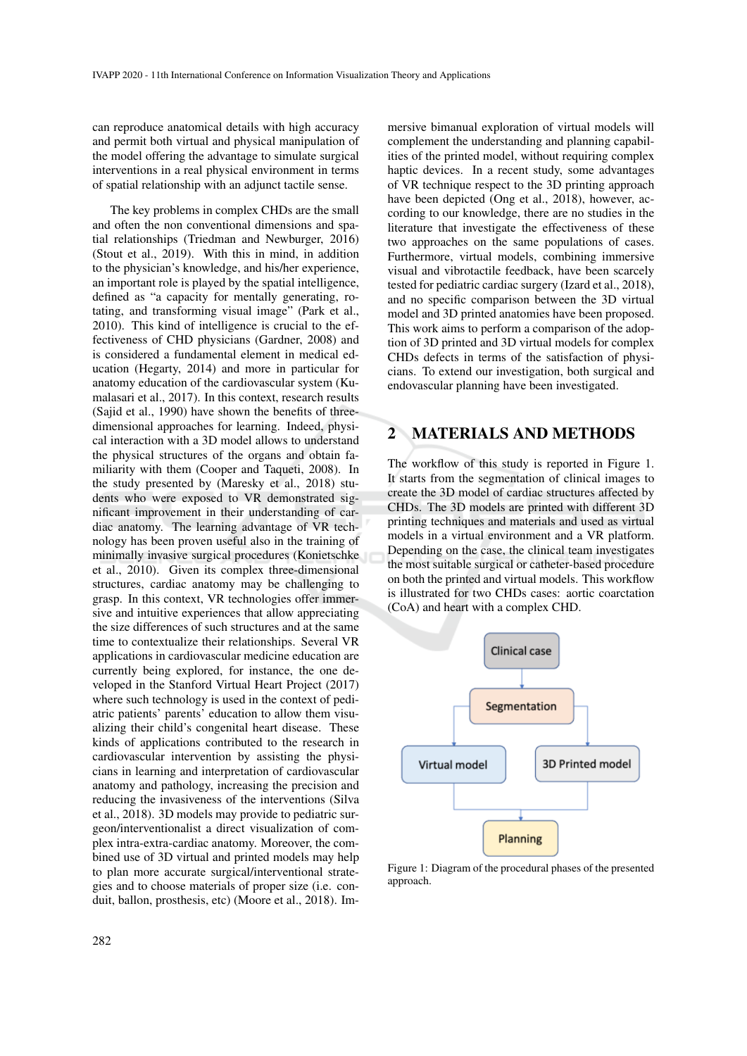can reproduce anatomical details with high accuracy and permit both virtual and physical manipulation of the model offering the advantage to simulate surgical interventions in a real physical environment in terms of spatial relationship with an adjunct tactile sense.

The key problems in complex CHDs are the small and often the non conventional dimensions and spatial relationships (Triedman and Newburger, 2016) (Stout et al., 2019). With this in mind, in addition to the physician's knowledge, and his/her experience, an important role is played by the spatial intelligence, defined as "a capacity for mentally generating, rotating, and transforming visual image" (Park et al., 2010). This kind of intelligence is crucial to the effectiveness of CHD physicians (Gardner, 2008) and is considered a fundamental element in medical education (Hegarty, 2014) and more in particular for anatomy education of the cardiovascular system (Kumalasari et al., 2017). In this context, research results (Sajid et al., 1990) have shown the benefits of three-dimensional approaches for learning. Indeed, physical interaction with a 3D model allows to understand the physical structures of the organs and obtain familiarity with them (Cooper and Taqueti, 2008). In the study presented by (Maresky et al., 2018) students who were exposed to VR demonstrated significant improvement in their understanding of cardiac anatomy. The learning advantage of VR technology has been proven useful also in the training of minimally invasive surgical procedures (Konietschke et al., 2010). Given its complex three-dimensional structures, cardiac anatomy may be challenging to grasp. In this context, VR technologies offer immersive and intuitive experiences that allow appreciating the size differences of such structures and at the same time to contextualize their relationships. Several VR applications in cardiovascular medicine education are currently being explored, for instance, the one developed in the Stanford Virtual Heart Project (2017) where such technology is used in the context of pediatric patients' parents' education to allow them visualizing their child's congenital heart disease. These kinds of applications contributed to the research in cardiovascular intervention by assisting the physicians in learning and interpretation of cardiovascular anatomy and pathology, increasing the precision and reducing the invasiveness of the interventions (Silva et al., 2018). 3D models may provide to pediatric surgeon/interventionalist a direct visualization of complex intra-extra-cardiac anatomy. Moreover, the combined use of 3D virtual and printed models may help to plan more accurate surgical/interventional strategies and to choose materials of proper size (i.e. conduit, ballon, prosthesis, etc) (Moore et al., 2018). Immersive bimanual exploration of virtual models will complement the understanding and planning capabilities of the printed model, without requiring complex haptic devices. In a recent study, some advantages of VR technique respect to the 3D printing approach have been depicted (Ong et al., 2018), however, according to our knowledge, there are no studies in the literature that investigate the effectiveness of these two approaches on the same populations of cases. Furthermore, virtual models, combining immersive visual and vibrotactile feedback, have been scarcely tested for pediatric cardiac surgery (Izard et al., 2018), and no specific comparison between the 3D virtual model and 3D printed anatomies have been proposed. This work aims to perform a comparison of the adoption of 3D printed and 3D virtual models for complex CHDs defects in terms of the satisfaction of physicians. To extend our investigation, both surgical and endovascular planning have been investigated.

## 2 MATERIALS AND METHODS

The workflow of this study is reported in Figure 1. It starts from the segmentation of clinical images to create the 3D model of cardiac structures affected by CHDs. The 3D models are printed with different 3D printing techniques and materials and used as virtual models in a virtual environment and a VR platform. Depending on the case, the clinical team investigates the most suitable surgical or catheter-based procedure on both the printed and virtual models. This workflow is illustrated for two CHDs cases: aortic coarctation (CoA) and heart with a complex CHD.

Clinical case → Segmentation → Virtual model / 3D Printed model → Planning

Figure 1: Diagram of the procedural phases of the presented approach.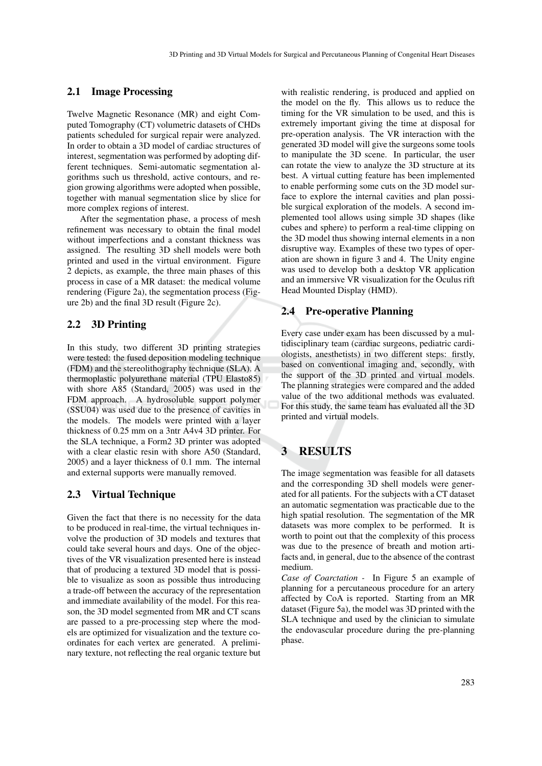## 2.1 Image Processing

Twelve Magnetic Resonance (MR) and eight Computed Tomography (CT) volumetric datasets of CHDs patients scheduled for surgical repair were analyzed. In order to obtain a 3D model of cardiac structures of interest, segmentation was performed by adopting different techniques. Semi-automatic segmentation algorithms such us threshold, active contours, and region growing algorithms were adopted when possible, together with manual segmentation slice by slice for more complex regions of interest.

After the segmentation phase, a process of mesh refinement was necessary to obtain the final model without imperfections and a constant thickness was assigned. The resulting 3D shell models were both printed and used in the virtual environment. Figure 2 depicts, as example, the three main phases of this process in case of a MR dataset: the medical volume rendering (Figure 2a), the segmentation process (Figure 2b) and the final 3D result (Figure 2c).

## 2.2 3D Printing

In this study, two different 3D printing strategies were tested: the fused deposition modeling technique (FDM) and the stereolithography technique (SLA). A thermoplastic polyurethane material (TPU Elasto85) with shore A85 (Standard, 2005) was used in the FDM approach. A hydrosoluble support polymer (SSU04) was used due to the presence of cavities in the models. The models were printed with a layer thickness of 0.25 mm on a 3ntr A4v4 3D printer. For the SLA technique, a Form2 3D printer was adopted with a clear elastic resin with shore A50 (Standard, 2005) and a layer thickness of 0.1 mm. The internal and external supports were manually removed.

## 2.3 Virtual Technique

Given the fact that there is no necessity for the data to be produced in real-time, the virtual techniques involve the production of 3D models and textures that could take several hours and days. One of the objectives of the VR visualization presented here is instead that of producing a textured 3D model that is possible to visualize as soon as possible thus introducing a trade-off between the accuracy of the representation and immediate availability of the model. For this reason, the 3D model segmented from MR and CT scans are passed to a pre-processing step where the models are optimized for visualization and the texture coordinates for each vertex are generated. A preliminary texture, not reflecting the real organic texture but with realistic rendering, is produced and applied on the model on the fly. This allows us to reduce the timing for the VR simulation to be used, and this is extremely important giving the time at disposal for pre-operation analysis. The VR interaction with the generated 3D model will give the surgeons some tools to manipulate the 3D scene. In particular, the user can rotate the view to analyze the 3D structure at its best. A virtual cutting feature has been implemented to enable performing some cuts on the 3D model surface to explore the internal cavities and plan possible surgical exploration of the models. A second implemented tool allows using simple 3D shapes (like cubes and sphere) to perform a real-time clipping on the 3D model thus showing internal elements in a non disruptive way. Examples of these two types of operation are shown in figure 3 and 4. The Unity engine was used to develop both a desktop VR application and an immersive VR visualization for the Oculus rift Head Mounted Display (HMD).

## 2.4 Pre-operative Planning

Every case under exam has been discussed by a multidisciplinary team (cardiac surgeons, pediatric cardiologists, anesthetists) in two different steps: firstly, based on conventional imaging and, secondly, with the support of the 3D printed and virtual models. The planning strategies were compared and the added value of the two additional methods was evaluated. For this study, the same team has evaluated all the 3D printed and virtual models.

# 3 RESULTS

The image segmentation was feasible for all datasets and the corresponding 3D shell models were generated for all patients. For the subjects with a CT dataset an automatic segmentation was practicable due to the high spatial resolution. The segmentation of the MR datasets was more complex to be performed. It is worth to point out that the complexity of this process was due to the presence of breath and motion artifacts and, in general, due to the absence of the contrast medium.

*Case of Coarctation -* In Figure 5 an example of planning for a percutaneous procedure for an artery affected by CoA is reported. Starting from an MR dataset (Figure 5a), the model was 3D printed with the SLA technique and used by the clinician to simulate the endovascular procedure during the pre-planning phase.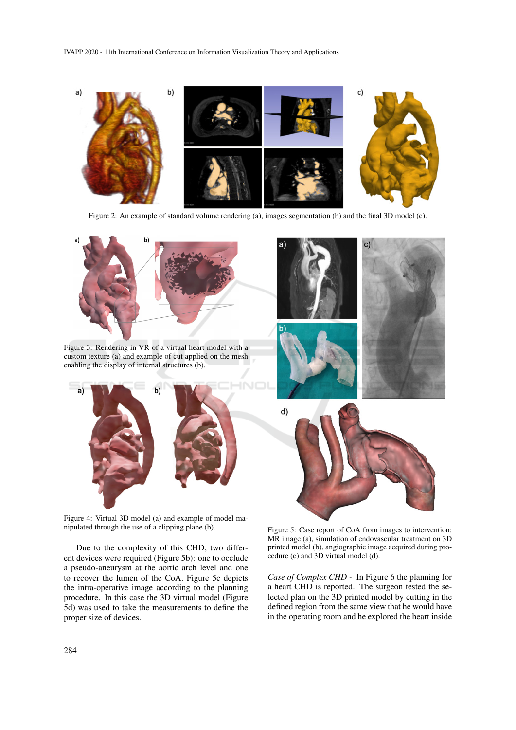Figure 2: An example of standard volume rendering (a), images segmentation (b) and the final 3D model (c).

Figure 3: Rendering in VR of a virtual heart model with a custom texture (a) and example of cut applied on the mesh enabling the display of internal structures (b).

Figure 4: Virtual 3D model (a) and example of model manipulated through the use of a clipping plane (b).

Due to the complexity of this CHD, two different devices were required (Figure 5b): one to occlude a pseudo-aneurysm at the aortic arch level and one to recover the lumen of the CoA. Figure 5c depicts the intra-operative image according to the planning procedure. In this case the 3D virtual model (Figure 5d) was used to take the measurements to define the proper size of devices.

Figure 5: Case report of CoA from images to intervention: MR image (a), simulation of endovascular treatment on 3D printed model (b), angiographic image acquired during procedure (c) and 3D virtual model (d).

*Case of Complex CHD* - In Figure 6 the planning for a heart CHD is reported. The surgeon tested the selected plan on the 3D printed model by cutting in the defined region from the same view that he would have in the operating room and he explored the heart inside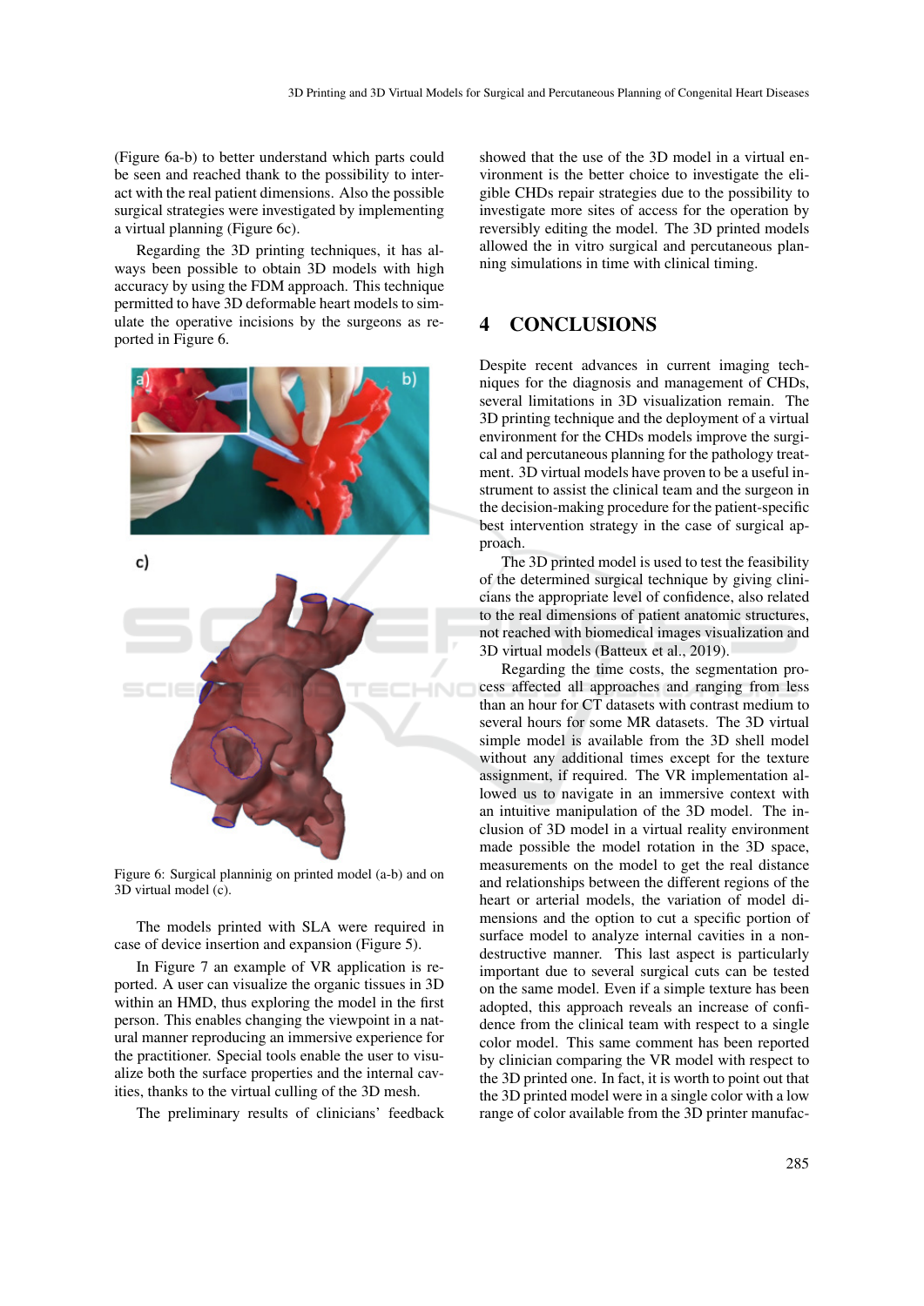(Figure 6a-b) to better understand which parts could be seen and reached thank to the possibility to interact with the real patient dimensions. Also the possible surgical strategies were investigated by implementing a virtual planning (Figure 6c).

Regarding the 3D printing techniques, it has always been possible to obtain 3D models with high accuracy by using the FDM approach. This technique permitted to have 3D deformable heart models to simulate the operative incisions by the surgeons as reported in Figure 6.

Figure 6: Surgical planninig on printed model (a-b) and on 3D virtual model (c).

The models printed with SLA were required in case of device insertion and expansion (Figure 5).

In Figure 7 an example of VR application is reported. A user can visualize the organic tissues in 3D within an HMD, thus exploring the model in the first person. This enables changing the viewpoint in a natural manner reproducing an immersive experience for the practitioner. Special tools enable the user to visualize both the surface properties and the internal cavities, thanks to the virtual culling of the 3D mesh.

The preliminary results of clinicians' feedback showed that the use of the 3D model in a virtual environment is the better choice to investigate the eligible CHDs repair strategies due to the possibility to investigate more sites of access for the operation by reversibly editing the model. The 3D printed models allowed the in vitro surgical and percutaneous planning simulations in time with clinical timing.

## 4 CONCLUSIONS

Despite recent advances in current imaging techniques for the diagnosis and management of CHDs, several limitations in 3D visualization remain. The 3D printing technique and the deployment of a virtual environment for the CHDs models improve the surgical and percutaneous planning for the pathology treatment. 3D virtual models have proven to be a useful instrument to assist the clinical team and the surgeon in the decision-making procedure for the patient-specific best intervention strategy in the case of surgical approach.

The 3D printed model is used to test the feasibility of the determined surgical technique by giving clinicians the appropriate level of confidence, also related to the real dimensions of patient anatomic structures, not reached with biomedical images visualization and 3D virtual models (Batteux et al., 2019).

Regarding the time costs, the segmentation process affected all approaches and ranging from less than an hour for CT datasets with contrast medium to several hours for some MR datasets. The 3D virtual simple model is available from the 3D shell model without any additional times except for the texture assignment, if required. The VR implementation allowed us to navigate in an immersive context with an intuitive manipulation of the 3D model. The inclusion of 3D model in a virtual reality environment made possible the model rotation in the 3D space, measurements on the model to get the real distance and relationships between the different regions of the heart or arterial models, the variation of model dimensions and the option to cut a specific portion of surface model to analyze internal cavities in a non-destructive manner. This last aspect is particularly important due to several surgical cuts can be tested on the same model. Even if a simple texture has been adopted, this approach reveals an increase of confidence from the clinical team with respect to a single color model. This same comment has been reported by clinician comparing the VR model with respect to the 3D printed one. In fact, it is worth to point out that the 3D printed model were in a single color with a low range of color available from the 3D printer manufac-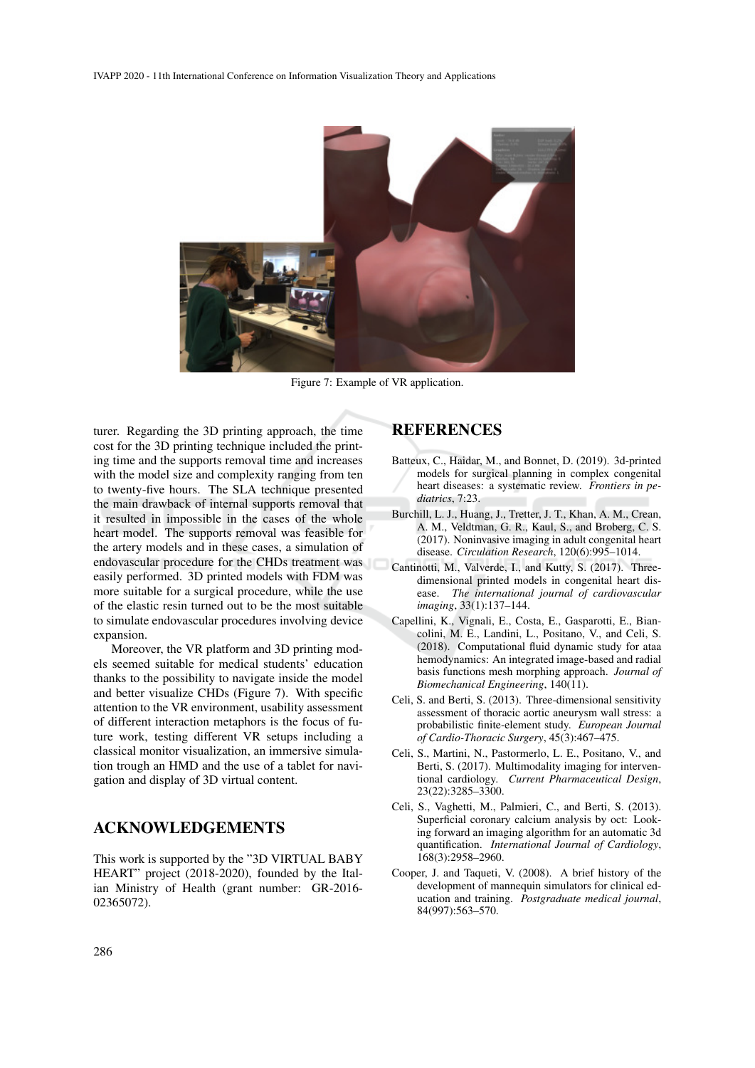Figure 7: Example of VR application.

turer. Regarding the 3D printing approach, the time cost for the 3D printing technique included the printing time and the supports removal time and increases with the model size and complexity ranging from ten to twenty-five hours. The SLA technique presented the main drawback of internal supports removal that it resulted in impossible in the cases of the whole heart model. The supports removal was feasible for the artery models and in these cases, a simulation of endovascular procedure for the CHDs treatment was easily performed. 3D printed models with FDM was more suitable for a surgical procedure, while the use of the elastic resin turned out to be the most suitable to simulate endovascular procedures involving device expansion.

Moreover, the VR platform and 3D printing models seemed suitable for medical students' education thanks to the possibility to navigate inside the model and better visualize CHDs (Figure 7). With specific attention to the VR environment, usability assessment of different interaction metaphors is the focus of future work, testing different VR setups including a classical monitor visualization, an immersive simulation trough an HMD and the use of a tablet for navigation and display of 3D virtual content.

## ACKNOWLEDGEMENTS

This work is supported by the "3D VIRTUAL BABY HEART" project (2018-2020), founded by the Italian Ministry of Health (grant number: GR-2016-02365072).

## REFERENCES

Batteux, C., Haidar, M., and Bonnet, D. (2019). 3d-printed models for surgical planning in complex congenital heart diseases: a systematic review. *Frontiers in pediatrics*, 7:23.

Burchill, L. J., Huang, J., Tretter, J. T., Khan, A. M., Crean, A. M., Veldtman, G. R., Kaul, S., and Broberg, C. S. (2017). Noninvasive imaging in adult congenital heart disease. *Circulation Research*, 120(6):995–1014.

Cantinotti, M., Valverde, I., and Kutty, S. (2017). Three-dimensional printed models in congenital heart disease. *The international journal of cardiovascular imaging*, 33(1):137–144.

Capellini, K., Vignali, E., Costa, E., Gasparotti, E., Biancolini, M. E., Landini, L., Positano, V., and Celi, S. (2018). Computational fluid dynamic study for ataa hemodynamics: An integrated image-based and radial basis functions mesh morphing approach. *Journal of Biomechanical Engineering*, 140(11).

Celi, S. and Berti, S. (2013). Three-dimensional sensitivity assessment of thoracic aortic aneurysm wall stress: a probabilistic finite-element study. *European Journal of Cardio-Thoracic Surgery*, 45(3):467–475.

Celi, S., Martini, N., Pastormerlo, L. E., Positano, V., and Berti, S. (2017). Multimodality imaging for interventional cardiology. *Current Pharmaceutical Design*, 23(22):3285–3300.

Celi, S., Vaghetti, M., Palmieri, C., and Berti, S. (2013). Superficial coronary calcium analysis by oct: Looking forward an imaging algorithm for an automatic 3d quantification. *International Journal of Cardiology*, 168(3):2958–2960.

Cooper, J. and Taqueti, V. (2008). A brief history of the development of mannequin simulators for clinical education and training. *Postgraduate medical journal*, 84(997):563–570.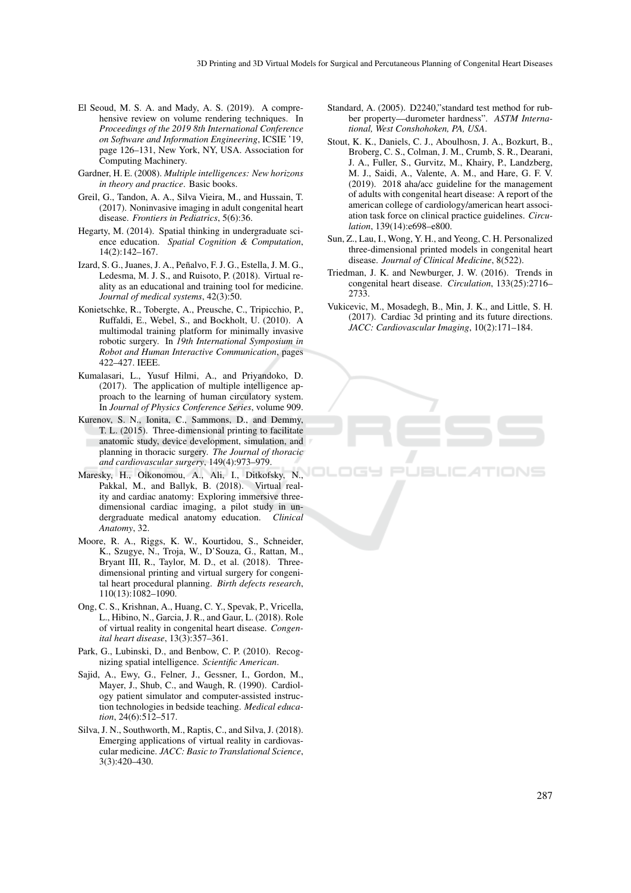El Seoud, M. S. A. and Mady, A. S. (2019). A comprehensive review on volume rendering techniques. In *Proceedings of the 2019 8th International Conference on Software and Information Engineering*, ICSIE '19, page 126–131, New York, NY, USA. Association for Computing Machinery.

Gardner, H. E. (2008). *Multiple intelligences: New horizons in theory and practice*. Basic books.

Greil, G., Tandon, A. A., Silva Vieira, M., and Hussain, T. (2017). Noninvasive imaging in adult congenital heart disease. *Frontiers in Pediatrics*, 5(6):36.

Hegarty, M. (2014). Spatial thinking in undergraduate science education. *Spatial Cognition & Computation*, 14(2):142–167.

Izard, S. G., Juanes, J. A., Peñalvo, F. J. G., Estella, J. M. G., Ledesma, M. J. S., and Ruisoto, P. (2018). Virtual reality as an educational and training tool for medicine. *Journal of medical systems*, 42(3):50.

Konietschke, R., Tobergte, A., Preusche, C., Tripicchio, P., Ruffaldi, E., Webel, S., and Bockholt, U. (2010). A multimodal training platform for minimally invasive robotic surgery. In *19th International Symposium in Robot and Human Interactive Communication*, pages 422–427. IEEE.

Kumalasari, L., Yusuf Hilmi, A., and Priyandoko, D. (2017). The application of multiple intelligence approach to the learning of human circulatory system. In *Journal of Physics Conference Series*, volume 909.

Kurenov, S. N., Ionita, C., Sammons, D., and Demmy, T. L. (2015). Three-dimensional printing to facilitate anatomic study, device development, simulation, and planning in thoracic surgery. *The Journal of thoracic and cardiovascular surgery*, 149(4):973–979.

Maresky, H., Oikonomou, A., Ali, I., Ditkofsky, N., Pakkal, M., and Ballyk, B. (2018). Virtual reality and cardiac anatomy: Exploring immersive three-dimensional cardiac imaging, a pilot study in undergraduate medical anatomy education. *Clinical Anatomy*, 32.

Moore, R. A., Riggs, K. W., Kourtidou, S., Schneider, K., Szugye, N., Troja, W., D'Souza, G., Rattan, M., Bryant III, R., Taylor, M. D., et al. (2018). Three-dimensional printing and virtual surgery for congenital heart procedural planning. *Birth defects research*, 110(13):1082–1090.

Ong, C. S., Krishnan, A., Huang, C. Y., Spevak, P., Vricella, L., Hibino, N., Garcia, J. R., and Gaur, L. (2018). Role of virtual reality in congenital heart disease. *Congenital heart disease*, 13(3):357–361.

Park, G., Lubinski, D., and Benbow, C. P. (2010). Recognizing spatial intelligence. *Scientific American*.

Sajid, A., Ewy, G., Felner, J., Gessner, I., Gordon, M., Mayer, J., Shub, C., and Waugh, R. (1990). Cardiology patient simulator and computer-assisted instruction technologies in bedside teaching. *Medical education*, 24(6):512–517.

Silva, J. N., Southworth, M., Raptis, C., and Silva, J. (2018). Emerging applications of virtual reality in cardiovascular medicine. *JACC: Basic to Translational Science*, 3(3):420–430.

Standard, A. (2005). D2240,"standard test method for rubber property—durometer hardness". *ASTM International, West Conshohoken, PA, USA*.

Stout, K. K., Daniels, C. J., Aboulhosn, J. A., Bozkurt, B., Broberg, C. S., Colman, J. M., Crumb, S. R., Dearani, J. A., Fuller, S., Gurvitz, M., Khairy, P., Landzberg, M. J., Saidi, A., Valente, A. M., and Hare, G. F. V. (2019). 2018 aha/acc guideline for the management of adults with congenital heart disease: A report of the american college of cardiology/american heart association task force on clinical practice guidelines. *Circulation*, 139(14):e698–e800.

Sun, Z., Lau, I., Wong, Y. H., and Yeong, C. H. Personalized three-dimensional printed models in congenital heart disease. *Journal of Clinical Medicine*, 8(522).

Triedman, J. K. and Newburger, J. W. (2016). Trends in congenital heart disease. *Circulation*, 133(25):2716–2733.

Vukicevic, M., Mosadegh, B., Min, J. K., and Little, S. H. (2017). Cardiac 3d printing and its future directions. *JACC: Cardiovascular Imaging*, 10(2):171–184.